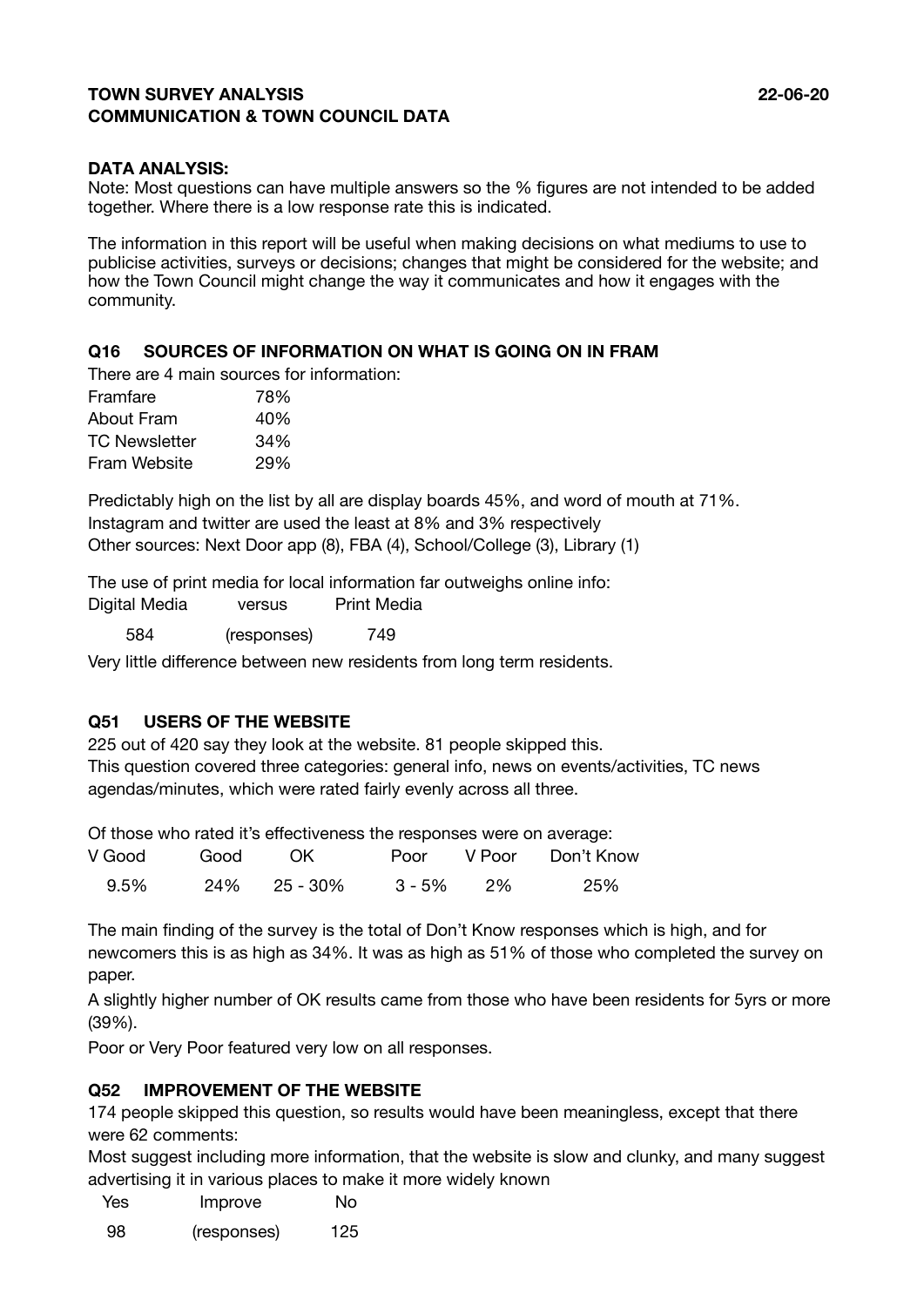**TOWN SURVEY ANALYSIS** **22-06-20**

**COMMUNICATION & TOWN COUNCIL DATA**

**DATA ANALYSIS:**

Note: Most questions can have multiple answers so the % figures are not intended to be added together. Where there is a low response rate this is indicated.

The information in this report will be useful when making decisions on what mediums to use to publicise activities, surveys or decisions; changes that might be considered for the website; and how the Town Council might change the way it communicates and how it engages with the community.

## Q16 SOURCES OF INFORMATION ON WHAT IS GOING ON IN FRAM

There are 4 main sources for information:

| | |
|---|---|
| Framfare | 78% |
| About Fram | 40% |
| TC Newsletter | 34% |
| Fram Website | 29% |

Predictably high on the list by all are display boards 45%, and word of mouth at 71%.
Instagram and twitter are used the least at 8% and 3% respectively
Other sources: Next Door app (8), FBA (4), School/College (3), Library (1)

The use of print media for local information far outweighs online info:

| Digital Media | versus | Print Media |
|---|---|---|
| 584 | (responses) | 749 |

Very little difference between new residents from long term residents.

## Q51 USERS OF THE WEBSITE

225 out of 420 say they look at the website. 81 people skipped this.
This question covered three categories: general info, news on events/activities, TC news agendas/minutes, which were rated fairly evenly across all three.

Of those who rated it's effectiveness the responses were on average:

| V Good | Good | OK | Poor | V Poor | Don't Know |
|---|---|---|---|---|---|
| 9.5% | 24% | 25 - 30% | 3 - 5% | 2% | 25% |

The main finding of the survey is the total of Don't Know responses which is high, and for newcomers this is as high as 34%. It was as high as 51% of those who completed the survey on paper.
A slightly higher number of OK results came from those who have been residents for 5yrs or more (39%).
Poor or Very Poor featured very low on all responses.

## Q52 IMPROVEMENT OF THE WEBSITE

174 people skipped this question, so results would have been meaningless, except that there were 62 comments:
Most suggest including more information, that the website is slow and clunky, and many suggest advertising it in various places to make it more widely known

| Yes | Improve | No |
|---|---|---|
| 98 | (responses) | 125 |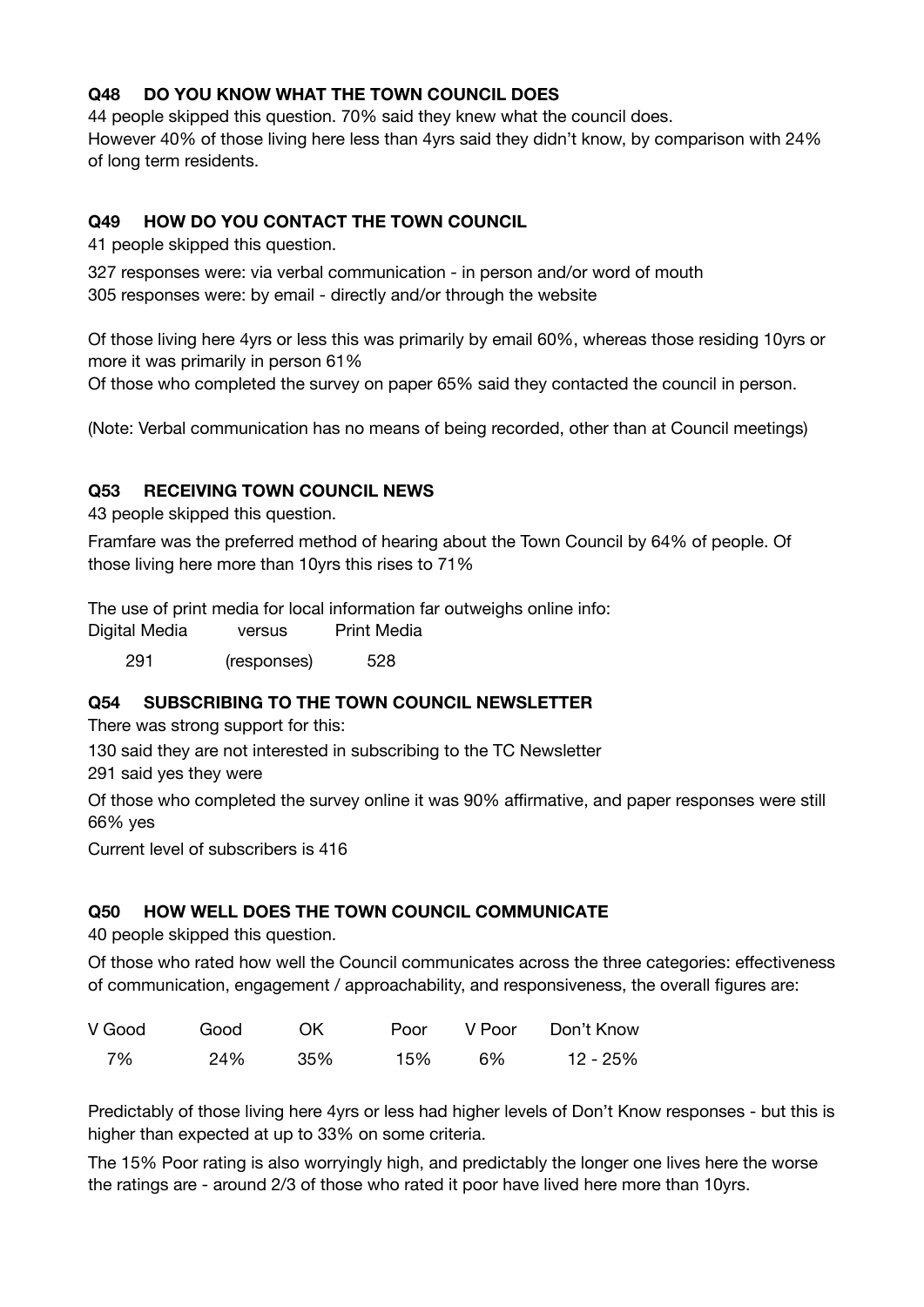### Q48 DO YOU KNOW WHAT THE TOWN COUNCIL DOES

44 people skipped this question. 70% said they knew what the council does.
However 40% of those living here less than 4yrs said they didn't know, by comparison with 24% of long term residents.

### Q49 HOW DO YOU CONTACT THE TOWN COUNCIL

41 people skipped this question.

327 responses were: via verbal communication - in person and/or word of mouth
305 responses were: by email - directly and/or through the website

Of those living here 4yrs or less this was primarily by email 60%, whereas those residing 10yrs or more it was primarily in person 61%
Of those who completed the survey on paper 65% said they contacted the council in person.

(Note: Verbal communication has no means of being recorded, other than at Council meetings)

### Q53 RECEIVING TOWN COUNCIL NEWS

43 people skipped this question.

Framfare was the preferred method of hearing about the Town Council by 64% of people. Of those living here more than 10yrs this rises to 71%

The use of print media for local information far outweighs online info:

| Digital Media | versus | Print Media |
|---|---|---|
| 291 | (responses) | 528 |

### Q54 SUBSCRIBING TO THE TOWN COUNCIL NEWSLETTER

There was strong support for this:

130 said they are not interested in subscribing to the TC Newsletter
291 said yes they were

Of those who completed the survey online it was 90% affirmative, and paper responses were still 66% yes

Current level of subscribers is 416

### Q50 HOW WELL DOES THE TOWN COUNCIL COMMUNICATE

40 people skipped this question.

Of those who rated how well the Council communicates across the three categories: effectiveness of communication, engagement / approachability, and responsiveness, the overall figures are:

| V Good | Good | OK | Poor | V Poor | Don't Know |
|---|---|---|---|---|---|
| 7% | 24% | 35% | 15% | 6% | 12 - 25% |

Predictably of those living here 4yrs or less had higher levels of Don't Know responses - but this is higher than expected at up to 33% on some criteria.

The 15% Poor rating is also worryingly high, and predictably the longer one lives here the worse the ratings are - around 2/3 of those who rated it poor have lived here more than 10yrs.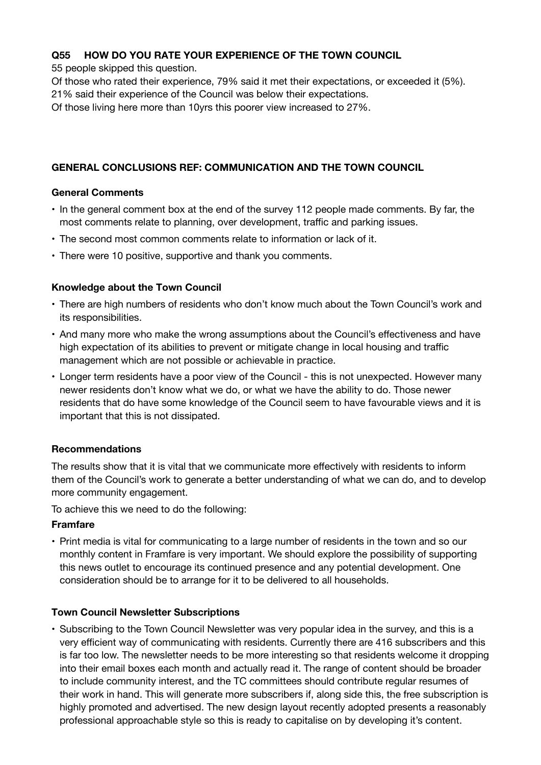### Q55 HOW DO YOU RATE YOUR EXPERIENCE OF THE TOWN COUNCIL

55 people skipped this question.

Of those who rated their experience, 79% said it met their expectations, or exceeded it (5%).

21% said their experience of the Council was below their expectations.

Of those living here more than 10yrs this poorer view increased to 27%.

### GENERAL CONCLUSIONS REF: COMMUNICATION AND THE TOWN COUNCIL

#### General Comments

- In the general comment box at the end of the survey 112 people made comments. By far, the most comments relate to planning, over development, traffic and parking issues.
- The second most common comments relate to information or lack of it.
- There were 10 positive, supportive and thank you comments.

#### Knowledge about the Town Council

- There are high numbers of residents who don't know much about the Town Council's work and its responsibilities.
- And many more who make the wrong assumptions about the Council's effectiveness and have high expectation of its abilities to prevent or mitigate change in local housing and traffic management which are not possible or achievable in practice.
- Longer term residents have a poor view of the Council - this is not unexpected. However many newer residents don't know what we do, or what we have the ability to do. Those newer residents that do have some knowledge of the Council seem to have favourable views and it is important that this is not dissipated.

#### Recommendations

The results show that it is vital that we communicate more effectively with residents to inform them of the Council's work to generate a better understanding of what we can do, and to develop more community engagement.

To achieve this we need to do the following:

**Framfare**

- Print media is vital for communicating to a large number of residents in the town and so our monthly content in Framfare is very important. We should explore the possibility of supporting this news outlet to encourage its continued presence and any potential development. One consideration should be to arrange for it to be delivered to all households.

#### Town Council Newsletter Subscriptions

- Subscribing to the Town Council Newsletter was very popular idea in the survey, and this is a very efficient way of communicating with residents. Currently there are 416 subscribers and this is far too low. The newsletter needs to be more interesting so that residents welcome it dropping into their email boxes each month and actually read it. The range of content should be broader to include community interest, and the TC committees should contribute regular resumes of their work in hand. This will generate more subscribers if, along side this, the free subscription is highly promoted and advertised. The new design layout recently adopted presents a reasonably professional approachable style so this is ready to capitalise on by developing it's content.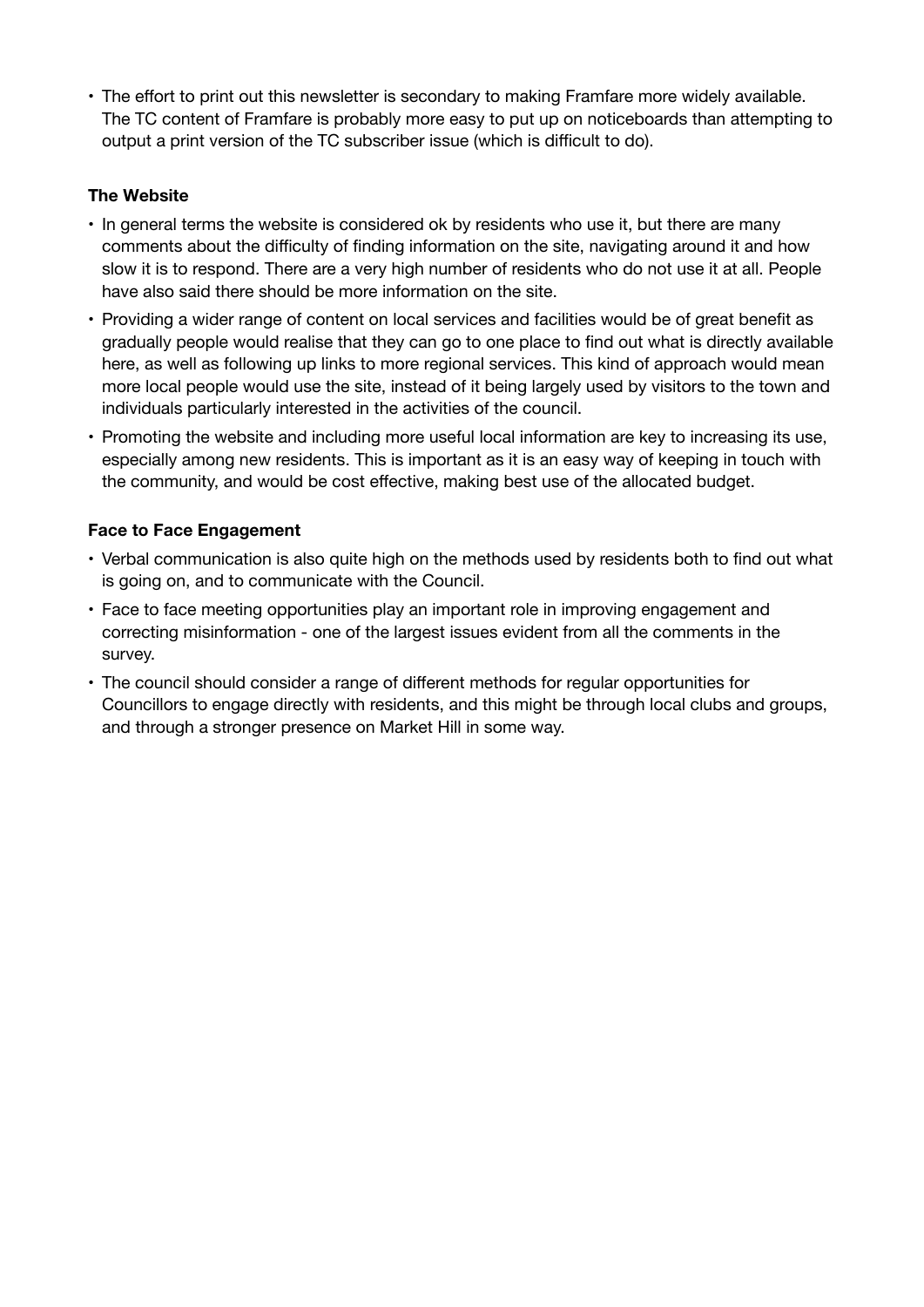- The effort to print out this newsletter is secondary to making Framfare more widely available. The TC content of Framfare is probably more easy to put up on noticeboards than attempting to output a print version of the TC subscriber issue (which is difficult to do).

**The Website**

- In general terms the website is considered ok by residents who use it, but there are many comments about the difficulty of finding information on the site, navigating around it and how slow it is to respond. There are a very high number of residents who do not use it at all. People have also said there should be more information on the site.
- Providing a wider range of content on local services and facilities would be of great benefit as gradually people would realise that they can go to one place to find out what is directly available here, as well as following up links to more regional services. This kind of approach would mean more local people would use the site, instead of it being largely used by visitors to the town and individuals particularly interested in the activities of the council.
- Promoting the website and including more useful local information are key to increasing its use, especially among new residents. This is important as it is an easy way of keeping in touch with the community, and would be cost effective, making best use of the allocated budget.

**Face to Face Engagement**

- Verbal communication is also quite high on the methods used by residents both to find out what is going on, and to communicate with the Council.
- Face to face meeting opportunities play an important role in improving engagement and correcting misinformation - one of the largest issues evident from all the comments in the survey.
- The council should consider a range of different methods for regular opportunities for Councillors to engage directly with residents, and this might be through local clubs and groups, and through a stronger presence on Market Hill in some way.